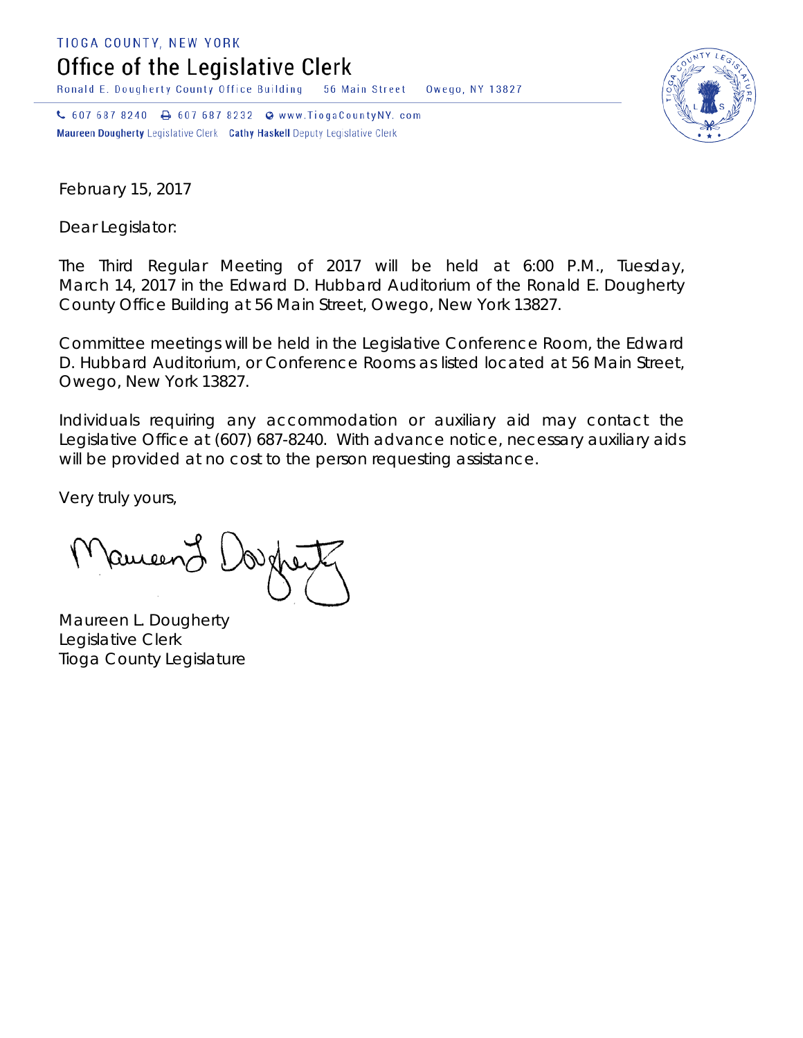TIOGA COUNTY, NEW YORK

# Office of the Legislative Clerk

Ronald E. Dougherty County Office Building 56 Main Street Owego, NY 13827

607 687 8240 607 687 8232 www.TiogaCountyNY.com

**Maureen Dougherty** Legislative Clerk **Cathy Haskell** Deputy Legislative Clerk

February 15, 2017

Dear Legislator:

The Third Regular Meeting of 2017 will be held at 6:00 P.M., Tuesday, March 14, 2017 in the Edward D. Hubbard Auditorium of the Ronald E. Dougherty County Office Building at 56 Main Street, Owego, New York 13827.

Committee meetings will be held in the Legislative Conference Room, the Edward D. Hubbard Auditorium, or Conference Rooms as listed located at 56 Main Street, Owego, New York 13827.

Individuals requiring any accommodation or auxiliary aid may contact the Legislative Office at (607) 687-8240. With advance notice, necessary auxiliary aids will be provided at no cost to the person requesting assistance.

Very truly yours,

Maureen L. Dougherty

Maureen L. Dougherty
Legislative Clerk
Tioga County Legislature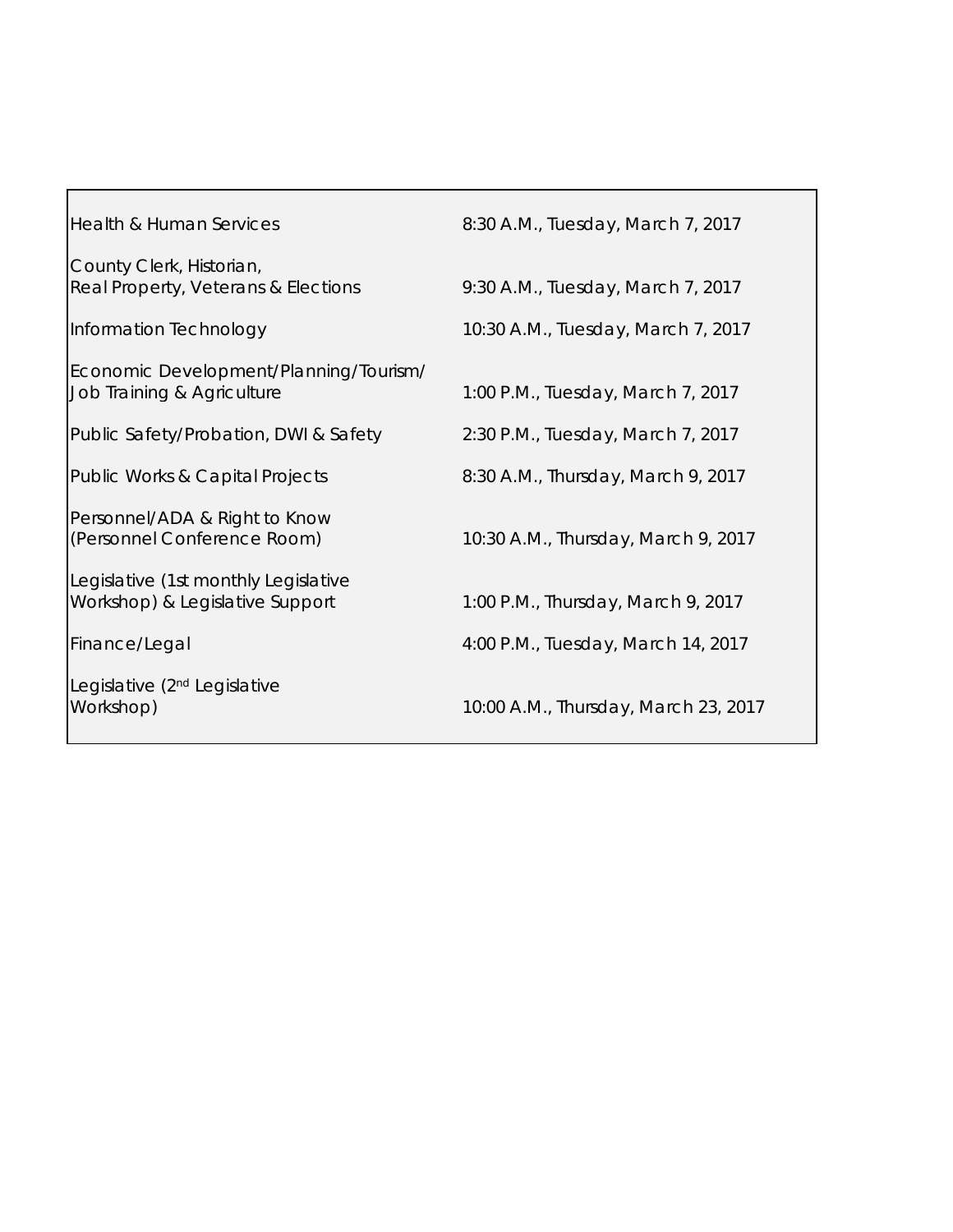| | |
|---|---|
| Health & Human Services | 8:30 A.M., Tuesday, March 7, 2017 |
| County Clerk, Historian, Real Property, Veterans & Elections | 9:30 A.M., Tuesday, March 7, 2017 |
| Information Technology | 10:30 A.M., Tuesday, March 7, 2017 |
| Economic Development/Planning/Tourism/ Job Training & Agriculture | 1:00 P.M., Tuesday, March 7, 2017 |
| Public Safety/Probation, DWI & Safety | 2:30 P.M., Tuesday, March 7, 2017 |
| Public Works & Capital Projects | 8:30 A.M., Thursday, March 9, 2017 |
| Personnel/ADA & Right to Know (Personnel Conference Room) | 10:30 A.M., Thursday, March 9, 2017 |
| Legislative (1st monthly Legislative Workshop) & Legislative Support | 1:00 P.M., Thursday, March 9, 2017 |
| Finance/Legal | 4:00 P.M., Tuesday, March 14, 2017 |
| Legislative (2nd Legislative Workshop) | 10:00 A.M., Thursday, March 23, 2017 |